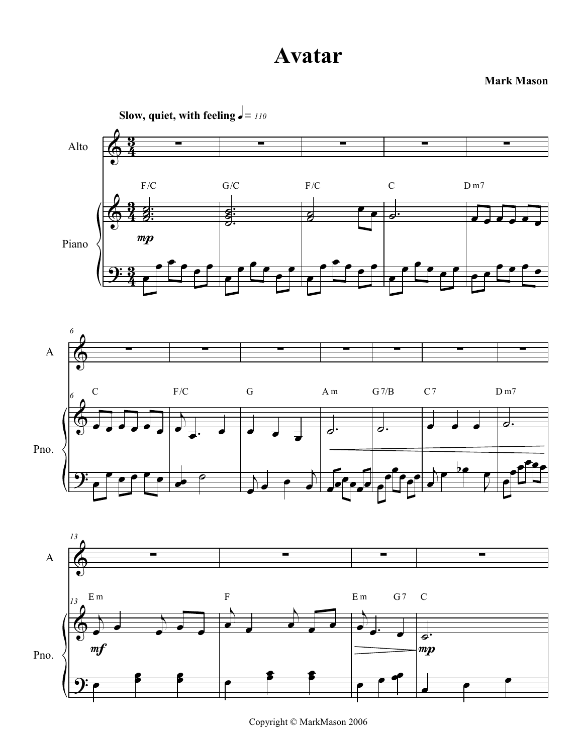# Avatar

**Mark Mason**

Copyright © MarkMason 2006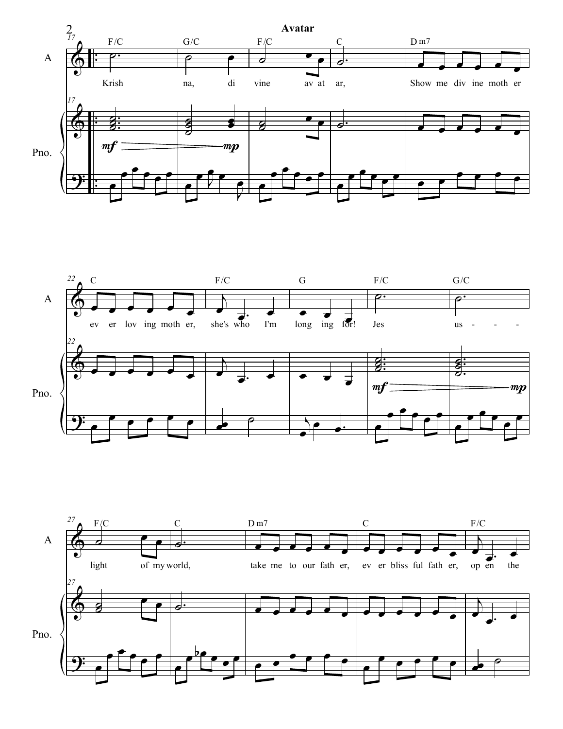Krishna, divine avatar,
Show me divine mother
ever loving mother, she's who I'm longing for!
Jesus - - -
light of my world,
take me to our father,
ever blissful father, open the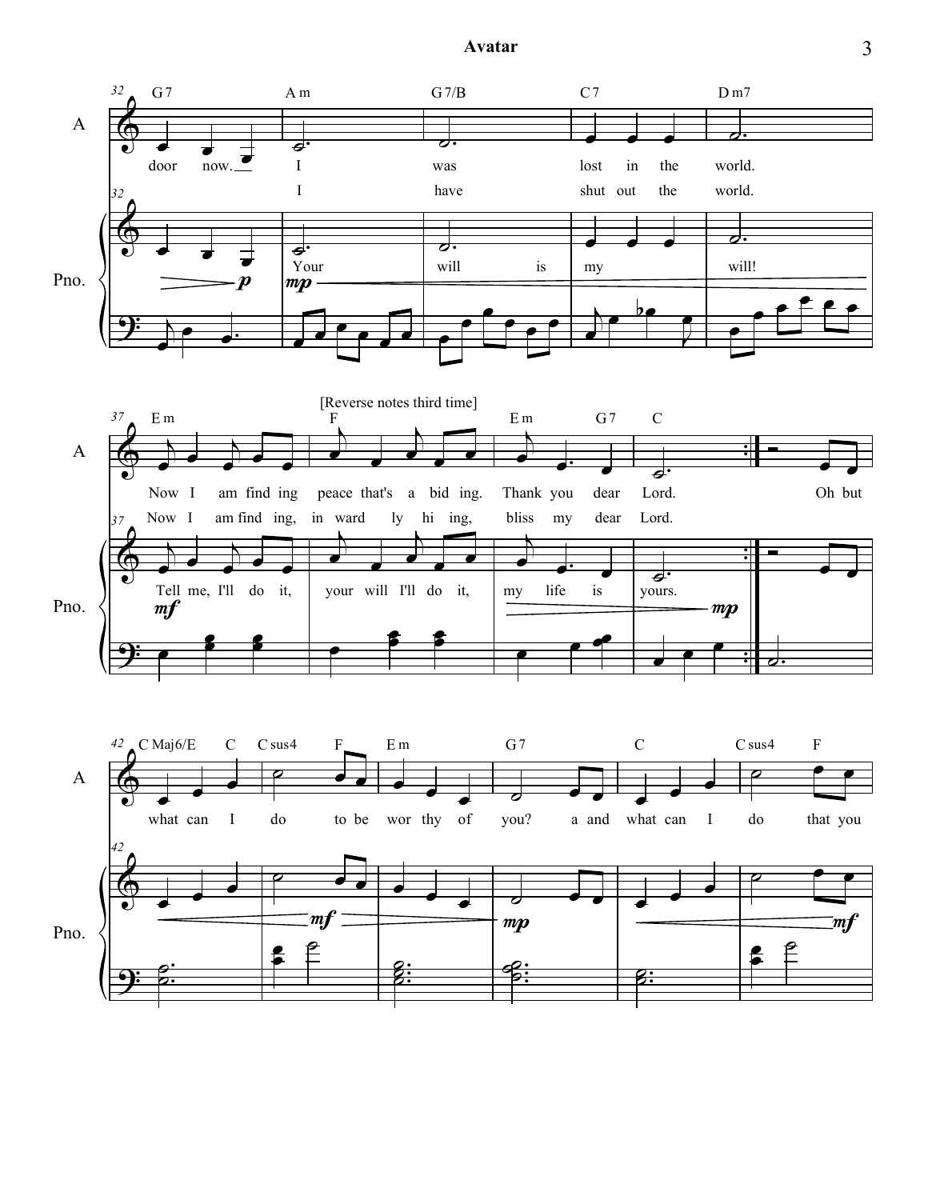**32** G7 — Am — G7/B — C7 — Dm7

door now. I was lost in the world.

I have shut out the world.

Your will is my will!

*p* *mp*

**37** Em — F — Em — G7 — C

[Reverse notes third time]

Now I am find ing peace that's a bid ing. Thank you dear Lord. Oh but

Now I am find ing, in ward ly hi ing, bliss my dear Lord.

Tell me, I'll do it, your will I'll do it, my life is yours.

*mf* *mp*

**42** C Maj6/E — C — C sus4 — F — Em — G7 — C — C sus4 — F

what can I do to be wor thy of you? a and what can I do that you

*mf* *mp* *mf*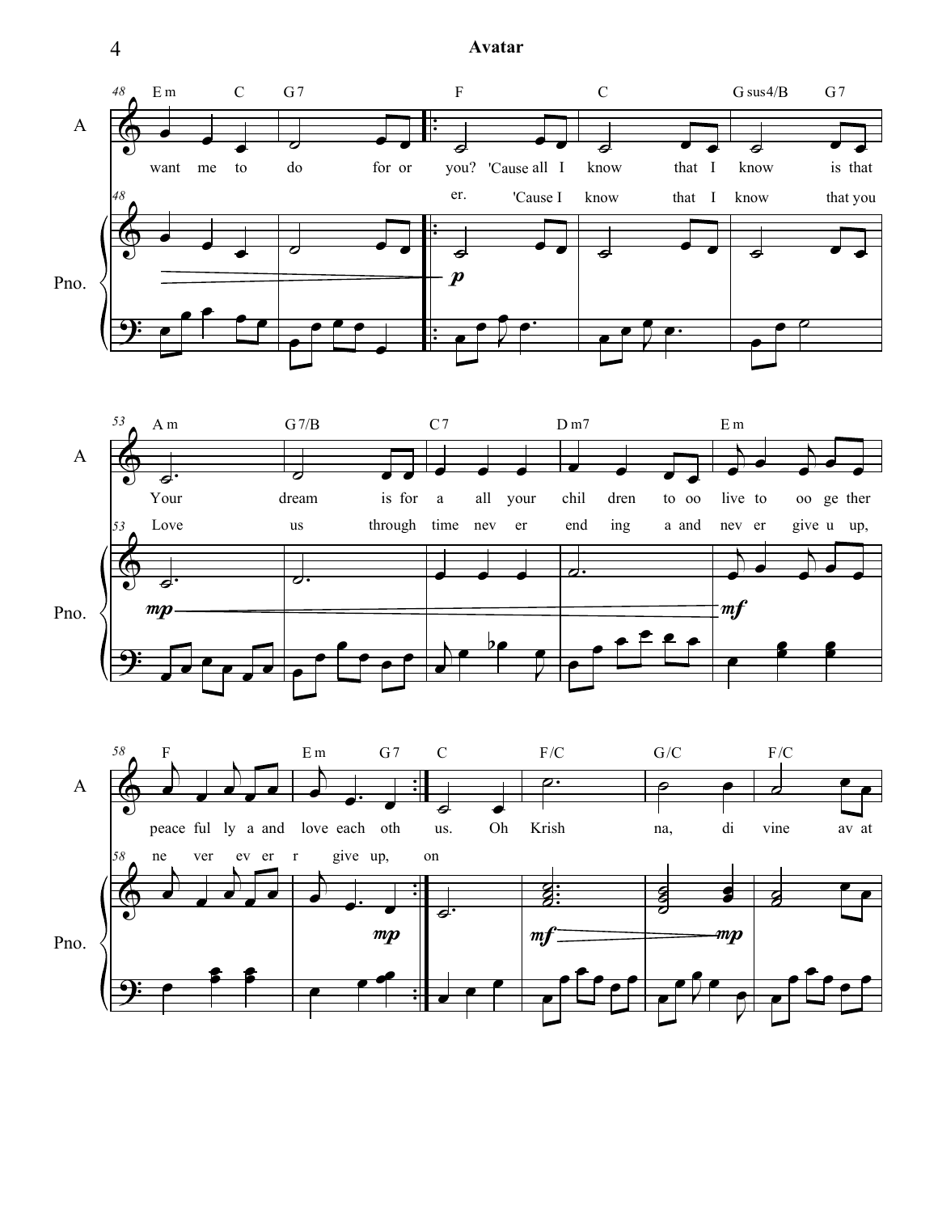**48** Em C G7 | F | C | Gsus4/B G7

A: want me to do for or you? 'Cause all I know that I know is that

er. 'Cause I know that I know that you

**53** Am | G7/B | C7 | Dm7 | Em

A: Your dream is for a all your chil dren to oo live to oo ge ther

Love us through time nev er end ing a and nev er give u up,

*mp* — *mf*

**58** F | Em G7 | C | F/C | G/C | F/C

A: peace ful ly a and love each oth us. Oh Krish na, di vine av at

ne ver ev er r give up, on

*mp* *mf* — *mp*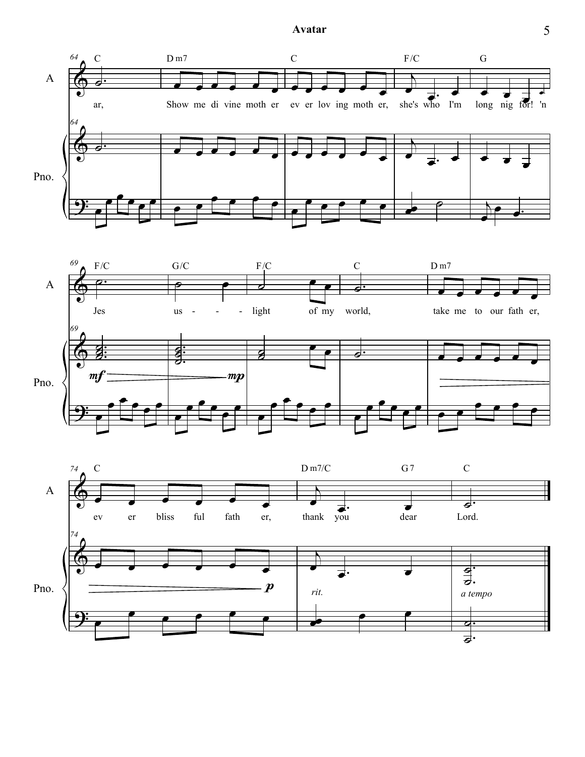64

C | Dm7 | C | F/C | G

A: ar, Show me di vine moth er ev er lov ing moth er, she's who I'm long nig for! 'n

Pno.

69

F/C | G/C | F/C | C | Dm7

A: Jes us - - - light of my world, take me to our fath er,

Pno.

*mf* *mp*

74

C | Dm7/C | G7 | C

A: ev er bliss ful fath er, thank you dear Lord.

Pno.

*p* *rit.* *a tempo*